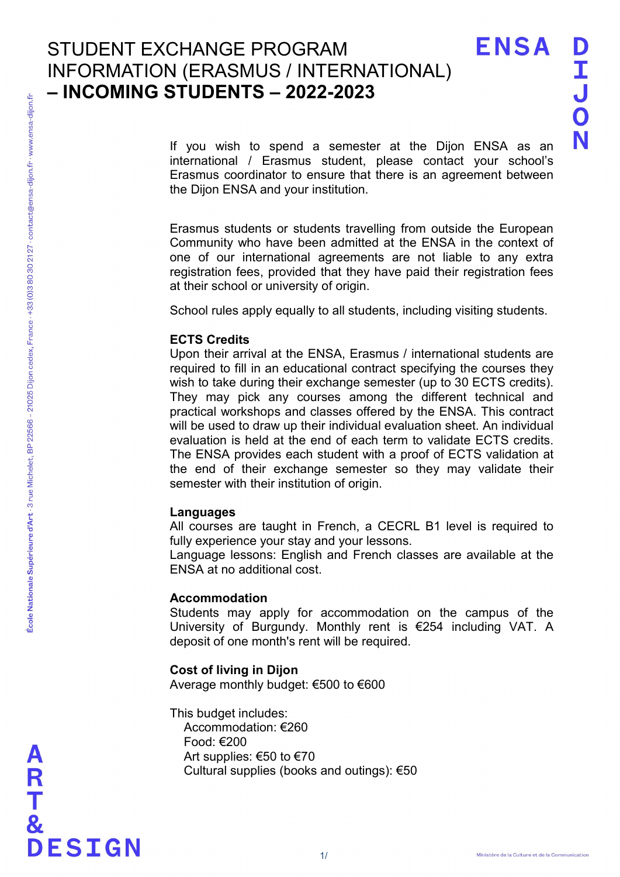# STUDENT EXCHANGE PROGRAM INFORMATION (ERASMUS / INTERNATIONAL) – **INCOMING STUDENTS – 2022-2023**

If you wish to spend a semester at the Dijon ENSA as an international / Erasmus student, please contact your school's Erasmus coordinator to ensure that there is an agreement between the Dijon ENSA and your institution.

Erasmus students or students travelling from outside the European Community who have been admitted at the ENSA in the context of one of our international agreements are not liable to any extra registration fees, provided that they have paid their registration fees at their school or university of origin.

School rules apply equally to all students, including visiting students.

**ECTS Credits**

Upon their arrival at the ENSA, Erasmus / international students are required to fill in an educational contract specifying the courses they wish to take during their exchange semester (up to 30 ECTS credits). They may pick any courses among the different technical and practical workshops and classes offered by the ENSA. This contract will be used to draw up their individual evaluation sheet. An individual evaluation is held at the end of each term to validate ECTS credits. The ENSA provides each student with a proof of ECTS validation at the end of their exchange semester so they may validate their semester with their institution of origin.

**Languages**

All courses are taught in French, a CECRL B1 level is required to fully experience your stay and your lessons.
Language lessons: English and French classes are available at the ENSA at no additional cost.

**Accommodation**

Students may apply for accommodation on the campus of the University of Burgundy. Monthly rent is €254 including VAT. A deposit of one month's rent will be required.

**Cost of living in Dijon**

Average monthly budget: €500 to €600

This budget includes:
- Accommodation: €260
- Food: €200
- Art supplies: €50 to €70
- Cultural supplies (books and outings): €50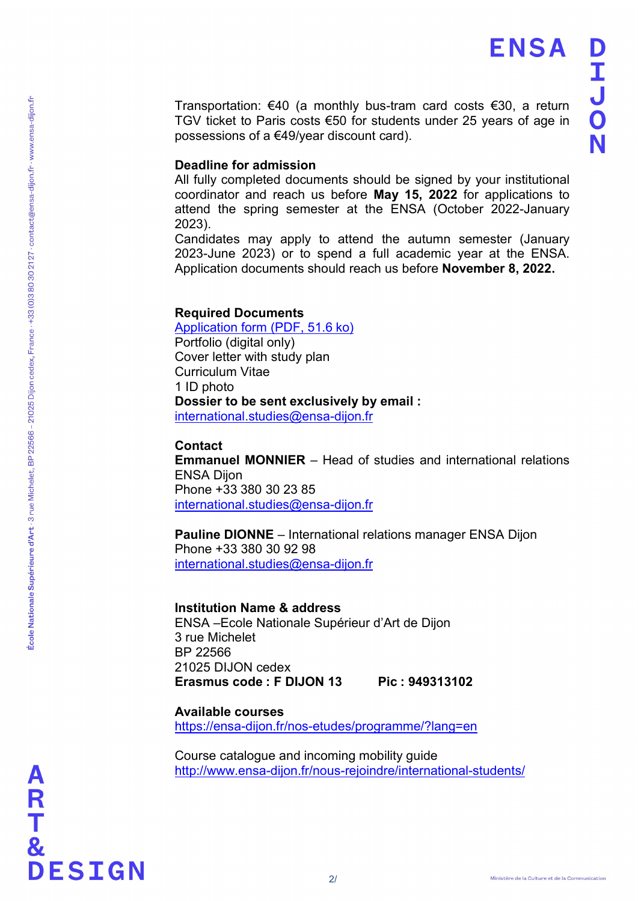Transportation: €40 (a monthly bus-tram card costs €30, a return TGV ticket to Paris costs €50 for students under 25 years of age in possessions of a €49/year discount card).

**Deadline for admission**
All fully completed documents should be signed by your institutional coordinator and reach us before **May 15, 2022** for applications to attend the spring semester at the ENSA (October 2022-January 2023).
Candidates may apply to attend the autumn semester (January 2023-June 2023) or to spend a full academic year at the ENSA. Application documents should reach us before **November 8, 2022.**

**Required Documents**
[Application form (PDF, 51.6 ko)]
Portfolio (digital only)
Cover letter with study plan
Curriculum Vitae
1 ID photo
**Dossier to be sent exclusively by email :**
international.studies@ensa-dijon.fr

**Contact**
**Emmanuel MONNIER** – Head of studies and international relations ENSA Dijon
Phone +33 380 30 23 85
international.studies@ensa-dijon.fr

**Pauline DIONNE** – International relations manager ENSA Dijon
Phone +33 380 30 92 98
international.studies@ensa-dijon.fr

**Institution Name & address**
ENSA –Ecole Nationale Supérieur d'Art de Dijon
3 rue Michelet
BP 22566
21025 DIJON cedex
**Erasmus code : F DIJON 13** **Pic : 949313102**

**Available courses**
https://ensa-dijon.fr/nos-etudes/programme/?lang=en

Course catalogue and incoming mobility guide
http://www.ensa-dijon.fr/nous-rejoindre/international-students/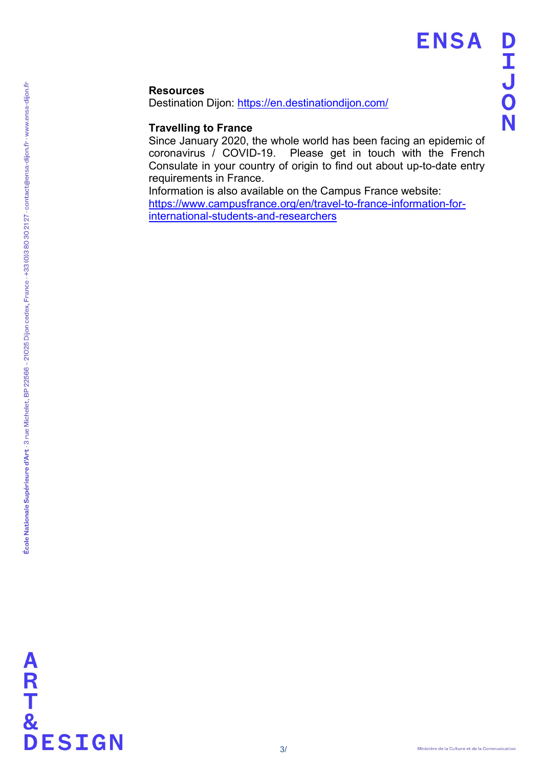**Resources**
Destination Dijon: https://en.destinationdijon.com/

**Travelling to France**
Since January 2020, the whole world has been facing an epidemic of coronavirus / COVID-19. Please get in touch with the French Consulate in your country of origin to find out about up-to-date entry requirements in France.
Information is also available on the Campus France website: https://www.campusfrance.org/en/travel-to-france-information-for-international-students-and-researchers